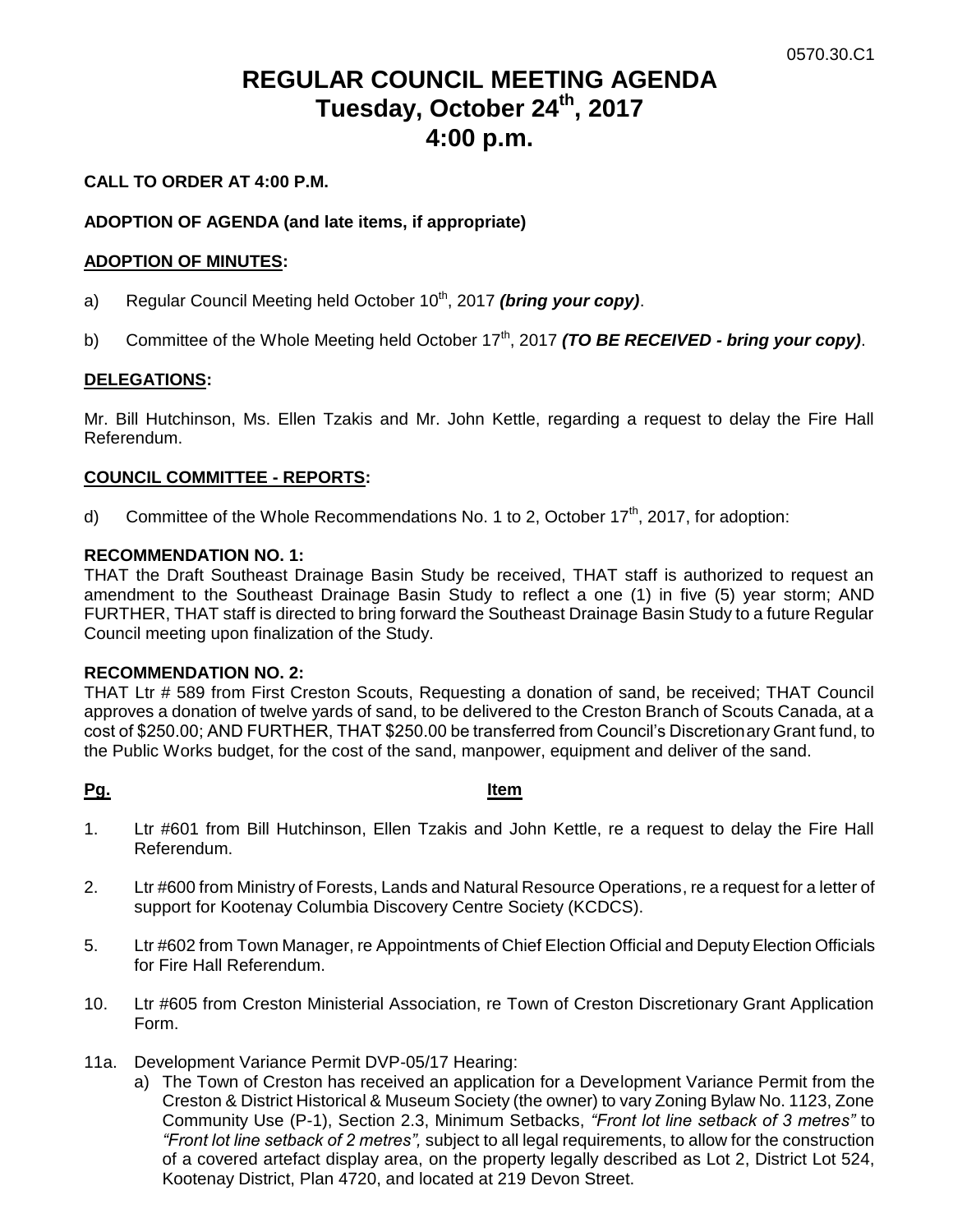0570.30.C1

# REGULAR COUNCIL MEETING AGENDA
# Tuesday, October 24th, 2017
# 4:00 p.m.

**CALL TO ORDER AT 4:00 P.M.**

**ADOPTION OF AGENDA (and late items, if appropriate)**

**ADOPTION OF MINUTES:**

a) Regular Council Meeting held October 10th, 2017 ***(bring your copy)***.

b) Committee of the Whole Meeting held October 17th, 2017 ***(TO BE RECEIVED - bring your copy)***.

**DELEGATIONS:**

Mr. Bill Hutchinson, Ms. Ellen Tzakis and Mr. John Kettle, regarding a request to delay the Fire Hall Referendum.

**COUNCIL COMMITTEE - REPORTS:**

d) Committee of the Whole Recommendations No. 1 to 2, October 17th, 2017, for adoption:

**RECOMMENDATION NO. 1:**
THAT the Draft Southeast Drainage Basin Study be received, THAT staff is authorized to request an amendment to the Southeast Drainage Basin Study to reflect a one (1) in five (5) year storm; AND FURTHER, THAT staff is directed to bring forward the Southeast Drainage Basin Study to a future Regular Council meeting upon finalization of the Study.

**RECOMMENDATION NO. 2:**
THAT Ltr # 589 from First Creston Scouts, Requesting a donation of sand, be received; THAT Council approves a donation of twelve yards of sand, to be delivered to the Creston Branch of Scouts Canada, at a cost of $250.00; AND FURTHER, THAT $250.00 be transferred from Council's Discretionary Grant fund, to the Public Works budget, for the cost of the sand, manpower, equipment and deliver of the sand.

**Pg.** **Item**

1. Ltr #601 from Bill Hutchinson, Ellen Tzakis and John Kettle, re a request to delay the Fire Hall Referendum.

2. Ltr #600 from Ministry of Forests, Lands and Natural Resource Operations, re a request for a letter of support for Kootenay Columbia Discovery Centre Society (KCDCS).

5. Ltr #602 from Town Manager, re Appointments of Chief Election Official and Deputy Election Officials for Fire Hall Referendum.

10. Ltr #605 from Creston Ministerial Association, re Town of Creston Discretionary Grant Application Form.

11a. Development Variance Permit DVP-05/17 Hearing:
   a) The Town of Creston has received an application for a Development Variance Permit from the Creston & District Historical & Museum Society (the owner) to vary Zoning Bylaw No. 1123, Zone Community Use (P-1), Section 2.3, Minimum Setbacks, *"Front lot line setback of 3 metres"* to *"Front lot line setback of 2 metres",* subject to all legal requirements, to allow for the construction of a covered artefact display area, on the property legally described as Lot 2, District Lot 524, Kootenay District, Plan 4720, and located at 219 Devon Street.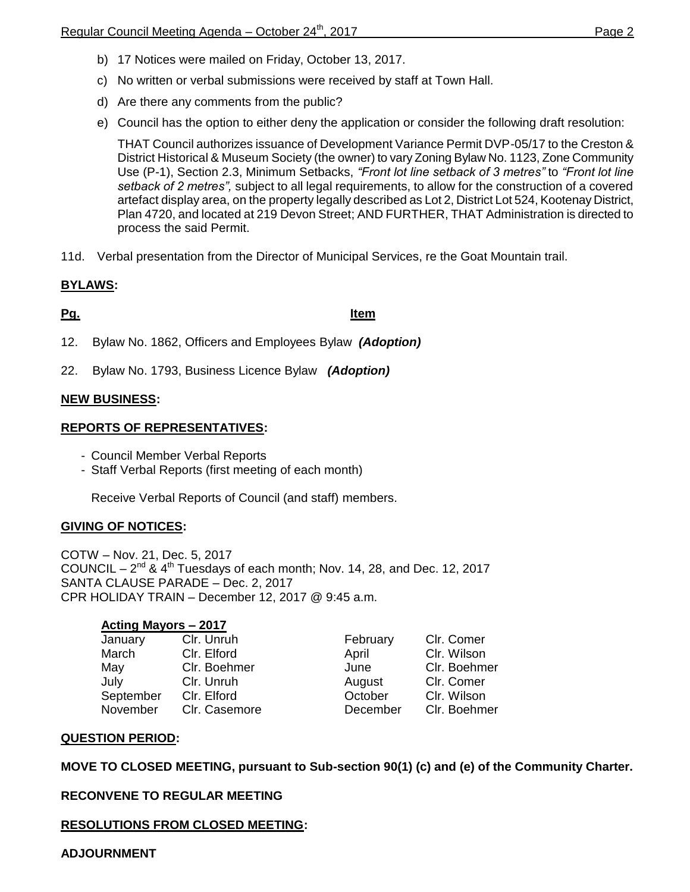b) 17 Notices were mailed on Friday, October 13, 2017.

c) No written or verbal submissions were received by staff at Town Hall.

d) Are there any comments from the public?

e) Council has the option to either deny the application or consider the following draft resolution:

THAT Council authorizes issuance of Development Variance Permit DVP-05/17 to the Creston & District Historical & Museum Society (the owner) to vary Zoning Bylaw No. 1123, Zone Community Use (P-1), Section 2.3, Minimum Setbacks, *"Front lot line setback of 3 metres"* to *"Front lot line setback of 2 metres",* subject to all legal requirements, to allow for the construction of a covered artefact display area, on the property legally described as Lot 2, District Lot 524, Kootenay District, Plan 4720, and located at 219 Devon Street; AND FURTHER, THAT Administration is directed to process the said Permit.

11d. Verbal presentation from the Director of Municipal Services, re the Goat Mountain trail.

## BYLAWS:

| Pg. | Item |
|---|---|
| 12. | Bylaw No. 1862, Officers and Employees Bylaw ***(Adoption)*** |
| 22. | Bylaw No. 1793, Business Licence Bylaw ***(Adoption)*** |

## NEW BUSINESS:

## REPORTS OF REPRESENTATIVES:

- Council Member Verbal Reports
- Staff Verbal Reports (first meeting of each month)

Receive Verbal Reports of Council (and staff) members.

## GIVING OF NOTICES:

COTW – Nov. 21, Dec. 5, 2017
COUNCIL – 2nd & 4th Tuesdays of each month; Nov. 14, 28, and Dec. 12, 2017
SANTA CLAUSE PARADE – Dec. 2, 2017
CPR HOLIDAY TRAIN – December 12, 2017 @ 9:45 a.m.

**Acting Mayors – 2017**

| | | | |
|---|---|---|---|
| January | Clr. Unruh | February | Clr. Comer |
| March | Clr. Elford | April | Clr. Wilson |
| May | Clr. Boehmer | June | Clr. Boehmer |
| July | Clr. Unruh | August | Clr. Comer |
| September | Clr. Elford | October | Clr. Wilson |
| November | Clr. Casemore | December | Clr. Boehmer |

## QUESTION PERIOD:

**MOVE TO CLOSED MEETING, pursuant to Sub-section 90(1) (c) and (e) of the Community Charter.**

**RECONVENE TO REGULAR MEETING**

## RESOLUTIONS FROM CLOSED MEETING:

**ADJOURNMENT**